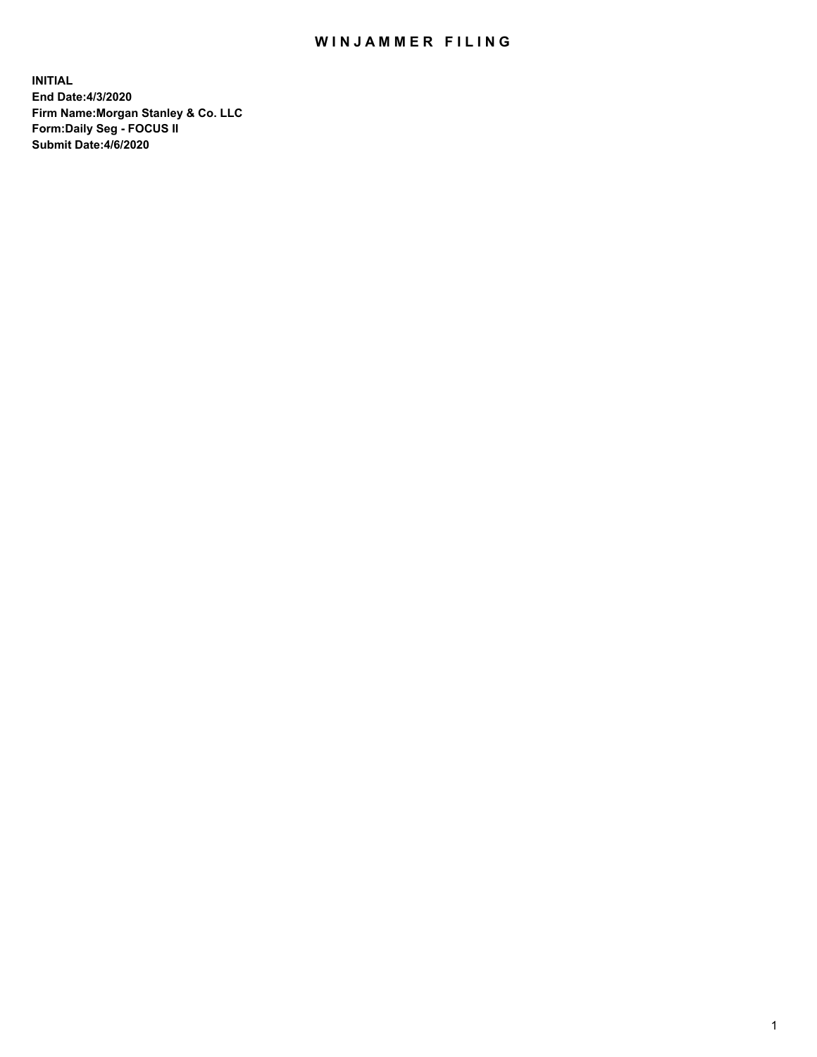# WINJAMMER FILING

**INITIAL**
**End Date:4/3/2020**
**Firm Name:Morgan Stanley & Co. LLC**
**Form:Daily Seg - FOCUS II**
**Submit Date:4/6/2020**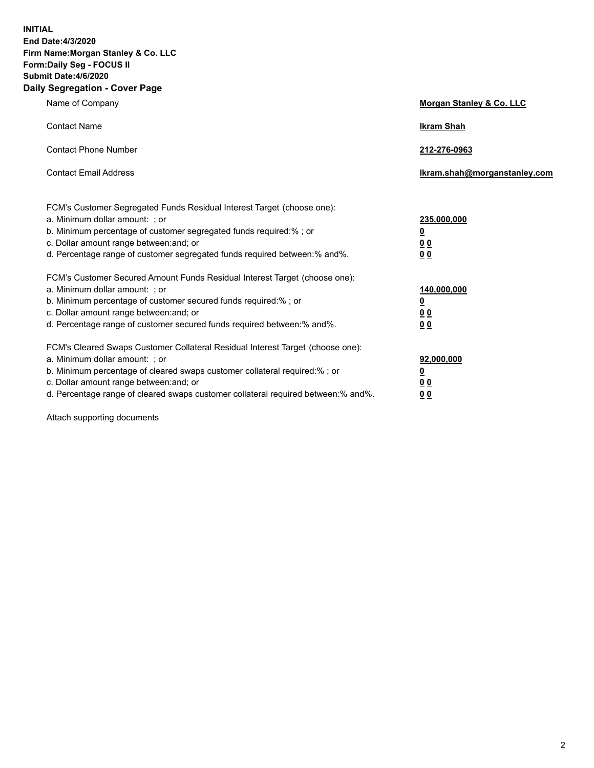**INITIAL**
**End Date:4/3/2020**
**Firm Name:Morgan Stanley & Co. LLC**
**Form:Daily Seg - FOCUS II**
**Submit Date:4/6/2020**

## Daily Segregation - Cover Page

| | |
|---|---|
| Name of Company | **Morgan Stanley & Co. LLC** |
| Contact Name | **Ikram Shah** |
| Contact Phone Number | **212-276-0963** |
| Contact Email Address | **Ikram.shah@morganstanley.com** |

| | |
|---|---|
| FCM's Customer Segregated Funds Residual Interest Target (choose one): | |
| a. Minimum dollar amount: ; or | **235,000,000** |
| b. Minimum percentage of customer segregated funds required:% ; or | **0** |
| c. Dollar amount range between:and; or | **0 0** |
| d. Percentage range of customer segregated funds required between:% and%. | **0 0** |
| FCM's Customer Secured Amount Funds Residual Interest Target (choose one): | |
| a. Minimum dollar amount: ; or | **140,000,000** |
| b. Minimum percentage of customer secured funds required:% ; or | **0** |
| c. Dollar amount range between:and; or | **0 0** |
| d. Percentage range of customer secured funds required between:% and%. | **0 0** |
| FCM's Cleared Swaps Customer Collateral Residual Interest Target (choose one): | |
| a. Minimum dollar amount: ; or | **92,000,000** |
| b. Minimum percentage of cleared swaps customer collateral required:% ; or | **0** |
| c. Dollar amount range between:and; or | **0 0** |
| d. Percentage range of cleared swaps customer collateral required between:% and%. | **0 0** |

Attach supporting documents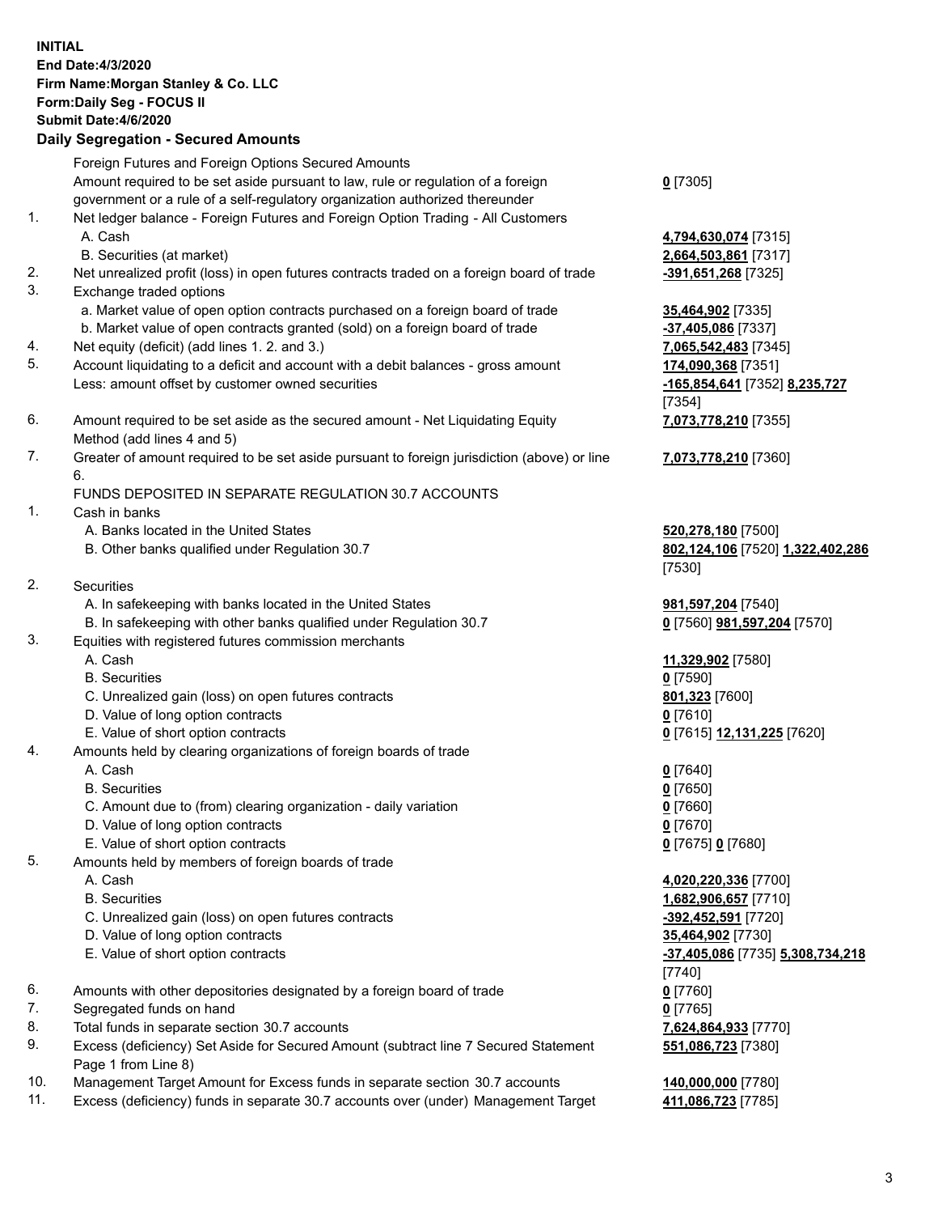**INITIAL**
**End Date:4/3/2020**
**Firm Name:Morgan Stanley & Co. LLC**
**Form:Daily Seg - FOCUS II**
**Submit Date:4/6/2020**

## Daily Segregation - Secured Amounts

| | | |
|---|---|---|
| | Foreign Futures and Foreign Options Secured Amounts | |
| | Amount required to be set aside pursuant to law, rule or regulation of a foreign government or a rule of a self-regulatory organization authorized thereunder | **0** [7305] |
| 1. | Net ledger balance - Foreign Futures and Foreign Option Trading - All Customers | |
| | A. Cash | **4,794,630,074** [7315] |
| | B. Securities (at market) | **2,664,503,861** [7317] |
| 2. | Net unrealized profit (loss) in open futures contracts traded on a foreign board of trade | **-391,651,268** [7325] |
| 3. | Exchange traded options | |
| | a. Market value of open option contracts purchased on a foreign board of trade | **35,464,902** [7335] |
| | b. Market value of open contracts granted (sold) on a foreign board of trade | **-37,405,086** [7337] |
| 4. | Net equity (deficit) (add lines 1. 2. and 3.) | **7,065,542,483** [7345] |
| 5. | Account liquidating to a deficit and account with a debit balances - gross amount | **174,090,368** [7351] |
| | Less: amount offset by customer owned securities | **-165,854,641** [7352] **8,235,727** [7354] |
| 6. | Amount required to be set aside as the secured amount - Net Liquidating Equity Method (add lines 4 and 5) | **7,073,778,210** [7355] |
| 7. | Greater of amount required to be set aside pursuant to foreign jurisdiction (above) or line 6. | **7,073,778,210** [7360] |
| | FUNDS DEPOSITED IN SEPARATE REGULATION 30.7 ACCOUNTS | |
| 1. | Cash in banks | |
| | A. Banks located in the United States | **520,278,180** [7500] |
| | B. Other banks qualified under Regulation 30.7 | **802,124,106** [7520] **1,322,402,286** [7530] |
| 2. | Securities | |
| | A. In safekeeping with banks located in the United States | **981,597,204** [7540] |
| | B. In safekeeping with other banks qualified under Regulation 30.7 | **0** [7560] **981,597,204** [7570] |
| 3. | Equities with registered futures commission merchants | |
| | A. Cash | **11,329,902** [7580] |
| | B. Securities | **0** [7590] |
| | C. Unrealized gain (loss) on open futures contracts | **801,323** [7600] |
| | D. Value of long option contracts | **0** [7610] |
| | E. Value of short option contracts | **0** [7615] **12,131,225** [7620] |
| 4. | Amounts held by clearing organizations of foreign boards of trade | |
| | A. Cash | **0** [7640] |
| | B. Securities | **0** [7650] |
| | C. Amount due to (from) clearing organization - daily variation | **0** [7660] |
| | D. Value of long option contracts | **0** [7670] |
| | E. Value of short option contracts | **0** [7675] **0** [7680] |
| 5. | Amounts held by members of foreign boards of trade | |
| | A. Cash | **4,020,220,336** [7700] |
| | B. Securities | **1,682,906,657** [7710] |
| | C. Unrealized gain (loss) on open futures contracts | **-392,452,591** [7720] |
| | D. Value of long option contracts | **35,464,902** [7730] |
| | E. Value of short option contracts | **-37,405,086** [7735] **5,308,734,218** [7740] |
| 6. | Amounts with other depositories designated by a foreign board of trade | **0** [7760] |
| 7. | Segregated funds on hand | **0** [7765] |
| 8. | Total funds in separate section 30.7 accounts | **7,624,864,933** [7770] |
| 9. | Excess (deficiency) Set Aside for Secured Amount (subtract line 7 Secured Statement Page 1 from Line 8) | **551,086,723** [7380] |
| 10. | Management Target Amount for Excess funds in separate section 30.7 accounts | **140,000,000** [7780] |
| 11. | Excess (deficiency) funds in separate 30.7 accounts over (under) Management Target | **411,086,723** [7785] |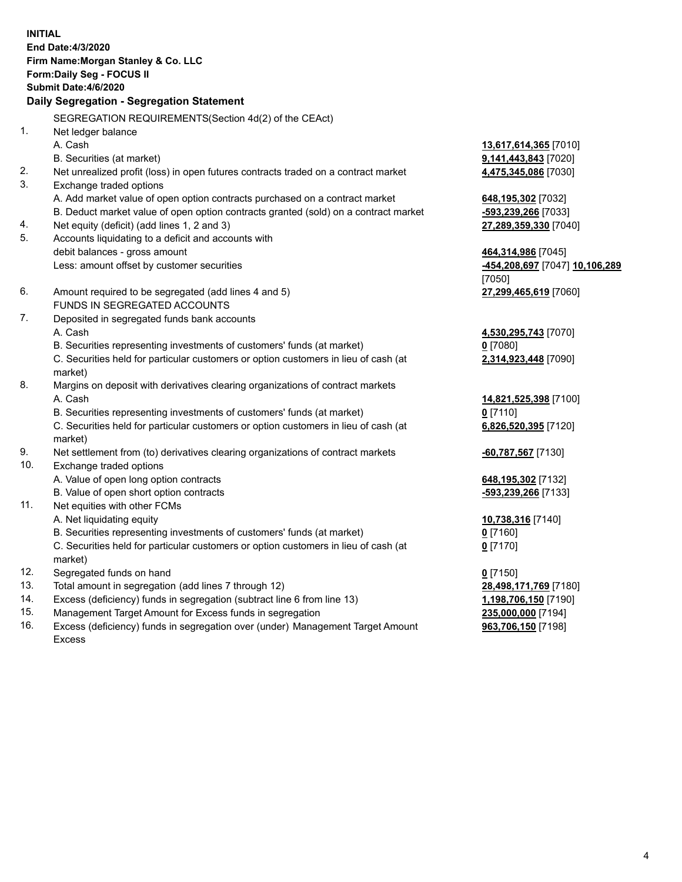**INITIAL**
**End Date:4/3/2020**
**Firm Name:Morgan Stanley & Co. LLC**
**Form:Daily Seg - FOCUS II**
**Submit Date:4/6/2020**

## Daily Segregation - Segregation Statement

SEGREGATION REQUIREMENTS(Section 4d(2) of the CEAct)

| | | |
|---|---|---|
| 1. | Net ledger balance | |
| | A. Cash | **13,617,614,365** [7010] |
| | B. Securities (at market) | **9,141,443,843** [7020] |
| 2. | Net unrealized profit (loss) in open futures contracts traded on a contract market | **4,475,345,086** [7030] |
| 3. | Exchange traded options | |
| | A. Add market value of open option contracts purchased on a contract market | **648,195,302** [7032] |
| | B. Deduct market value of open option contracts granted (sold) on a contract market | **-593,239,266** [7033] |
| 4. | Net equity (deficit) (add lines 1, 2 and 3) | **27,289,359,330** [7040] |
| 5. | Accounts liquidating to a deficit and accounts with debit balances - gross amount | **464,314,986** [7045] |
| | Less: amount offset by customer securities | **-454,208,697** [7047] **10,106,289** [7050] |
| 6. | Amount required to be segregated (add lines 4 and 5) | **27,299,465,619** [7060] |
| | FUNDS IN SEGREGATED ACCOUNTS | |
| 7. | Deposited in segregated funds bank accounts | |
| | A. Cash | **4,530,295,743** [7070] |
| | B. Securities representing investments of customers' funds (at market) | **0** [7080] |
| | C. Securities held for particular customers or option customers in lieu of cash (at market) | **2,314,923,448** [7090] |
| 8. | Margins on deposit with derivatives clearing organizations of contract markets | |
| | A. Cash | **14,821,525,398** [7100] |
| | B. Securities representing investments of customers' funds (at market) | **0** [7110] |
| | C. Securities held for particular customers or option customers in lieu of cash (at market) | **6,826,520,395** [7120] |
| 9. | Net settlement from (to) derivatives clearing organizations of contract markets | **-60,787,567** [7130] |
| 10. | Exchange traded options | |
| | A. Value of open long option contracts | **648,195,302** [7132] |
| | B. Value of open short option contracts | **-593,239,266** [7133] |
| 11. | Net equities with other FCMs | |
| | A. Net liquidating equity | **10,738,316** [7140] |
| | B. Securities representing investments of customers' funds (at market) | **0** [7160] |
| | C. Securities held for particular customers or option customers in lieu of cash (at market) | **0** [7170] |
| 12. | Segregated funds on hand | **0** [7150] |
| 13. | Total amount in segregation (add lines 7 through 12) | **28,498,171,769** [7180] |
| 14. | Excess (deficiency) funds in segregation (subtract line 6 from line 13) | **1,198,706,150** [7190] |
| 15. | Management Target Amount for Excess funds in segregation | **235,000,000** [7194] |
| 16. | Excess (deficiency) funds in segregation over (under) Management Target Amount Excess | **963,706,150** [7198] |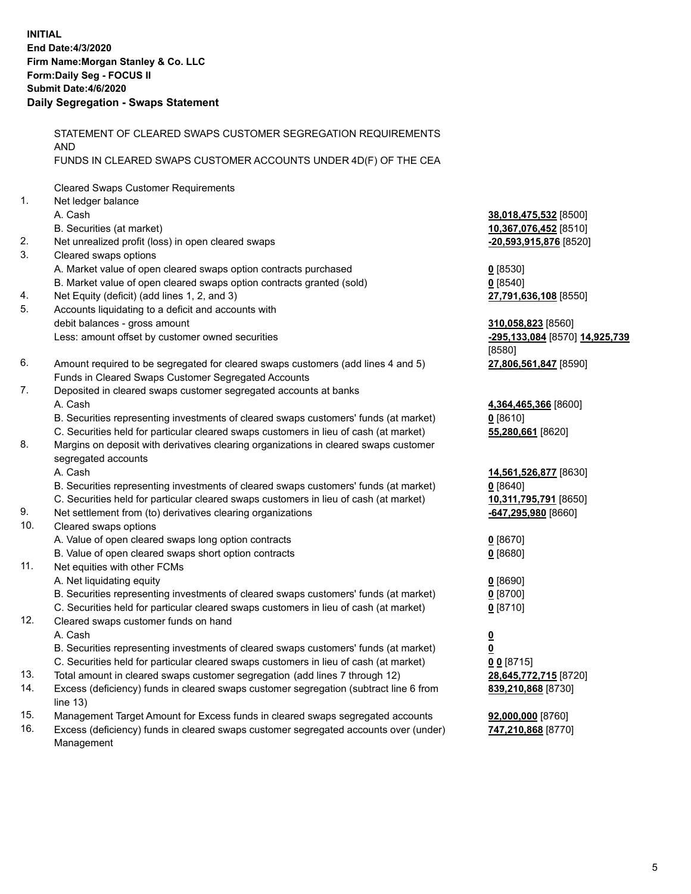**INITIAL**
**End Date:4/3/2020**
**Firm Name:Morgan Stanley & Co. LLC**
**Form:Daily Seg - FOCUS II**
**Submit Date:4/6/2020**
**Daily Segregation - Swaps Statement**

STATEMENT OF CLEARED SWAPS CUSTOMER SEGREGATION REQUIREMENTS AND
FUNDS IN CLEARED SWAPS CUSTOMER ACCOUNTS UNDER 4D(F) OF THE CEA

| | | |
|---|---|---|
| | Cleared Swaps Customer Requirements | |
| 1. | Net ledger balance | |
| | A. Cash | **38,018,475,532** [8500] |
| | B. Securities (at market) | **10,367,076,452** [8510] |
| 2. | Net unrealized profit (loss) in open cleared swaps | **-20,593,915,876** [8520] |
| 3. | Cleared swaps options | |
| | A. Market value of open cleared swaps option contracts purchased | **0** [8530] |
| | B. Market value of open cleared swaps option contracts granted (sold) | **0** [8540] |
| 4. | Net Equity (deficit) (add lines 1, 2, and 3) | **27,791,636,108** [8550] |
| 5. | Accounts liquidating to a deficit and accounts with debit balances - gross amount | **310,058,823** [8560] |
| | Less: amount offset by customer owned securities | **-295,133,084** [8570] **14,925,739** [8580] |
| 6. | Amount required to be segregated for cleared swaps customers (add lines 4 and 5) | **27,806,561,847** [8590] |
| | Funds in Cleared Swaps Customer Segregated Accounts | |
| 7. | Deposited in cleared swaps customer segregated accounts at banks | |
| | A. Cash | **4,364,465,366** [8600] |
| | B. Securities representing investments of cleared swaps customers' funds (at market) | **0** [8610] |
| | C. Securities held for particular cleared swaps customers in lieu of cash (at market) | **55,280,661** [8620] |
| 8. | Margins on deposit with derivatives clearing organizations in cleared swaps customer segregated accounts | |
| | A. Cash | **14,561,526,877** [8630] |
| | B. Securities representing investments of cleared swaps customers' funds (at market) | **0** [8640] |
| | C. Securities held for particular cleared swaps customers in lieu of cash (at market) | **10,311,795,791** [8650] |
| 9. | Net settlement from (to) derivatives clearing organizations | **-647,295,980** [8660] |
| 10. | Cleared swaps options | |
| | A. Value of open cleared swaps long option contracts | **0** [8670] |
| | B. Value of open cleared swaps short option contracts | **0** [8680] |
| 11. | Net equities with other FCMs | |
| | A. Net liquidating equity | **0** [8690] |
| | B. Securities representing investments of cleared swaps customers' funds (at market) | **0** [8700] |
| | C. Securities held for particular cleared swaps customers in lieu of cash (at market) | **0** [8710] |
| 12. | Cleared swaps customer funds on hand | |
| | A. Cash | **0** |
| | B. Securities representing investments of cleared swaps customers' funds (at market) | **0** |
| | C. Securities held for particular cleared swaps customers in lieu of cash (at market) | **0** **0** [8715] |
| 13. | Total amount in cleared swaps customer segregation (add lines 7 through 12) | **28,645,772,715** [8720] |
| 14. | Excess (deficiency) funds in cleared swaps customer segregation (subtract line 6 from line 13) | **839,210,868** [8730] |
| 15. | Management Target Amount for Excess funds in cleared swaps segregated accounts | **92,000,000** [8760] |
| 16. | Excess (deficiency) funds in cleared swaps customer segregated accounts over (under) Management | **747,210,868** [8770] |